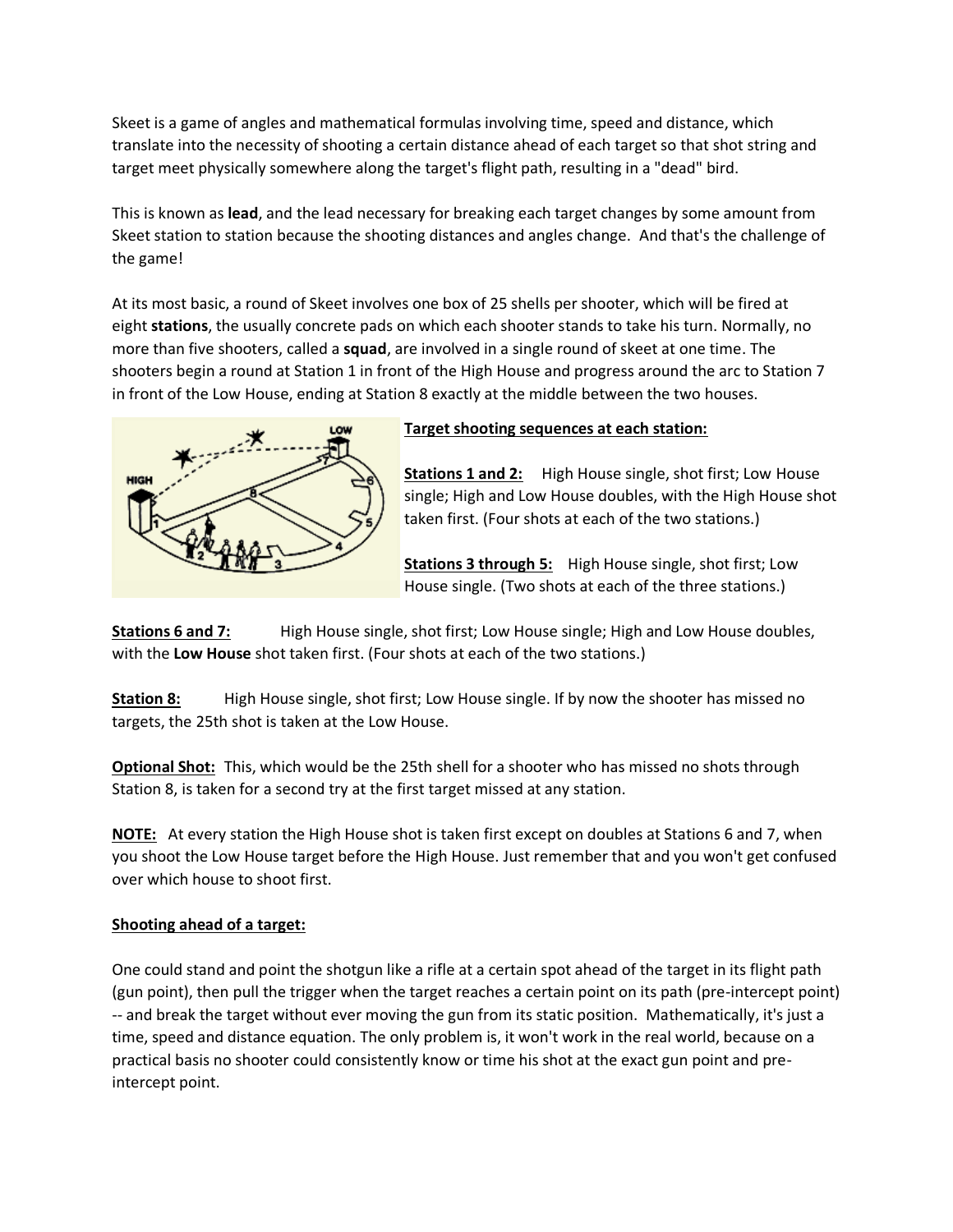Skeet is a game of angles and mathematical formulas involving time, speed and distance, which translate into the necessity of shooting a certain distance ahead of each target so that shot string and target meet physically somewhere along the target's flight path, resulting in a "dead" bird.

This is known as **lead**, and the lead necessary for breaking each target changes by some amount from Skeet station to station because the shooting distances and angles change. And that's the challenge of the game!

At its most basic, a round of Skeet involves one box of 25 shells per shooter, which will be fired at eight **stations**, the usually concrete pads on which each shooter stands to take his turn. Normally, no more than five shooters, called a **squad**, are involved in a single round of skeet at one time. The shooters begin a round at Station 1 in front of the High House and progress around the arc to Station 7 in front of the Low House, ending at Station 8 exactly at the middle between the two houses.

**Target shooting sequences at each station:**

**Stations 1 and 2:** High House single, shot first; Low House single; High and Low House doubles, with the High House shot taken first. (Four shots at each of the two stations.)

**Stations 3 through 5:** High House single, shot first; Low House single. (Two shots at each of the three stations.)

**Stations 6 and 7:** High House single, shot first; Low House single; High and Low House doubles, with the **Low House** shot taken first. (Four shots at each of the two stations.)

**Station 8:** High House single, shot first; Low House single. If by now the shooter has missed no targets, the 25th shot is taken at the Low House.

**Optional Shot:** This, which would be the 25th shell for a shooter who has missed no shots through Station 8, is taken for a second try at the first target missed at any station.

**NOTE:** At every station the High House shot is taken first except on doubles at Stations 6 and 7, when you shoot the Low House target before the High House. Just remember that and you won't get confused over which house to shoot first.

**Shooting ahead of a target:**

One could stand and point the shotgun like a rifle at a certain spot ahead of the target in its flight path (gun point), then pull the trigger when the target reaches a certain point on its path (pre-intercept point) -- and break the target without ever moving the gun from its static position. Mathematically, it's just a time, speed and distance equation. The only problem is, it won't work in the real world, because on a practical basis no shooter could consistently know or time his shot at the exact gun point and pre-intercept point.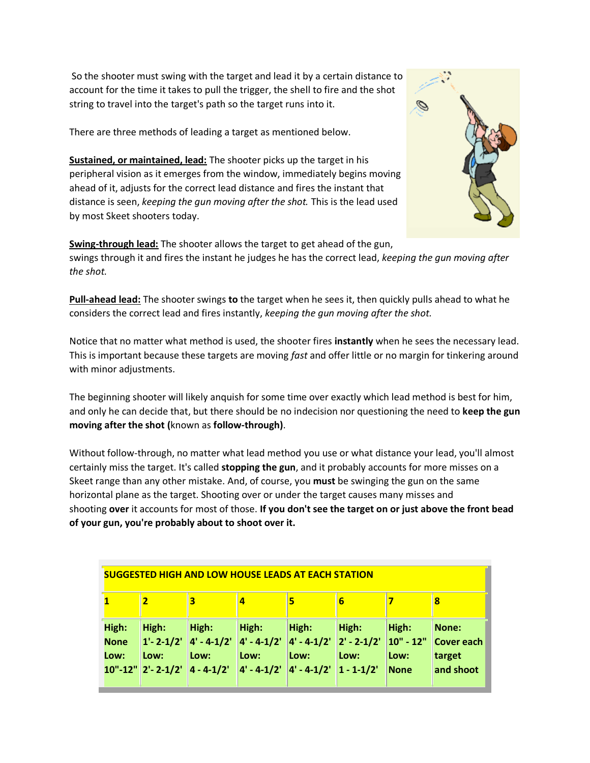So the shooter must swing with the target and lead it by a certain distance to account for the time it takes to pull the trigger, the shell to fire and the shot string to travel into the target's path so the target runs into it.

There are three methods of leading a target as mentioned below.

**Sustained, or maintained, lead:** The shooter picks up the target in his peripheral vision as it emerges from the window, immediately begins moving ahead of it, adjusts for the correct lead distance and fires the instant that distance is seen, *keeping the gun moving after the shot.* This is the lead used by most Skeet shooters today.

**Swing-through lead:** The shooter allows the target to get ahead of the gun, swings through it and fires the instant he judges he has the correct lead, *keeping the gun moving after the shot.*

**Pull-ahead lead:** The shooter swings **to** the target when he sees it, then quickly pulls ahead to what he considers the correct lead and fires instantly, *keeping the gun moving after the shot.*

Notice that no matter what method is used, the shooter fires **instantly** when he sees the necessary lead. This is important because these targets are moving *fast* and offer little or no margin for tinkering around with minor adjustments.

The beginning shooter will likely anquish for some time over exactly which lead method is best for him, and only he can decide that, but there should be no indecision nor questioning the need to **keep the gun moving after the shot (**known as **follow-through)**.

Without follow-through, no matter what lead method you use or what distance your lead, you'll almost certainly miss the target. It's called **stopping the gun**, and it probably accounts for more misses on a Skeet range than any other mistake. And, of course, you **must** be swinging the gun on the same horizontal plane as the target. Shooting over or under the target causes many misses and shooting **over** it accounts for most of those. **If you don't see the target on or just above the front bead of your gun, you're probably about to shoot over it.**

| **SUGGESTED HIGH AND LOW HOUSE LEADS AT EACH STATION** | | | | | | | |
|---|---|---|---|---|---|---|---|
| **1** | **2** | **3** | **4** | **5** | **6** | **7** | **8** |
| **High: None Low: 10"-12"** | **High: 1'- 2-1/2' Low: 2'- 2-1/2'** | **High: 4' - 4-1/2' Low: 4 - 4-1/2'** | **High: 4' - 4-1/2' Low: 4' - 4-1/2'** | **High: 4' - 4-1/2' Low: 4' - 4-1/2'** | **High: 2' - 2-1/2' Low: 1 - 1-1/2'** | **High: 10" - 12" Low: None** | **None: Cover each target and shoot** |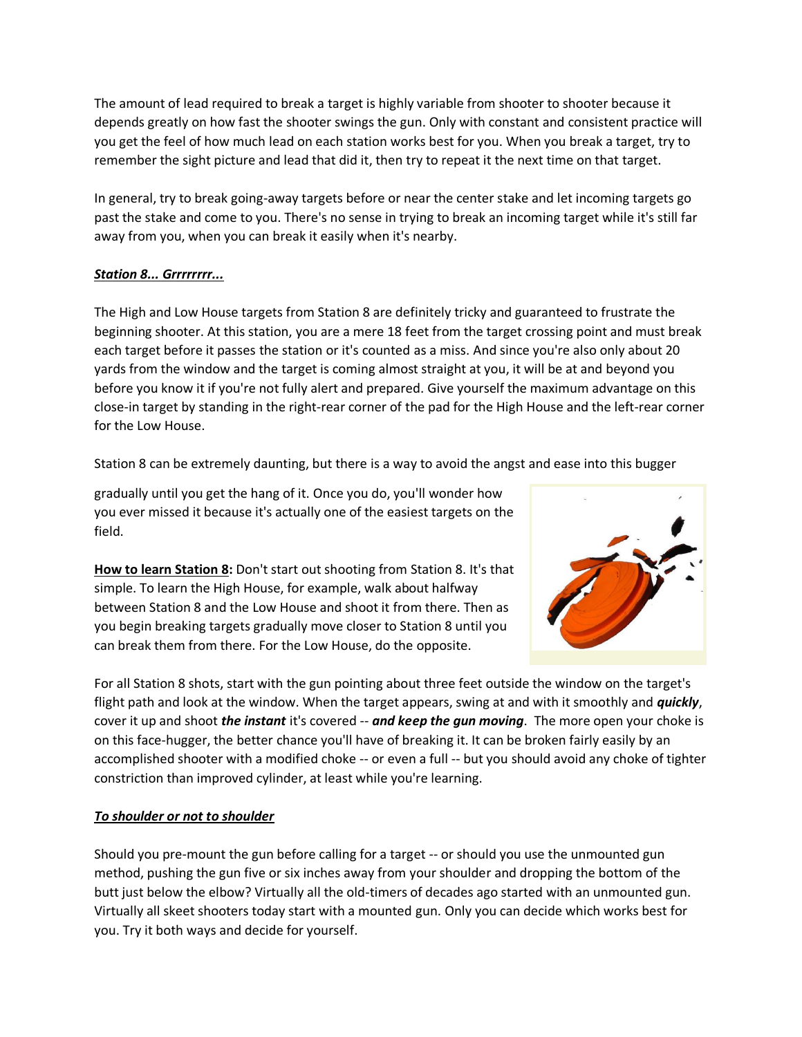The amount of lead required to break a target is highly variable from shooter to shooter because it depends greatly on how fast the shooter swings the gun. Only with constant and consistent practice will you get the feel of how much lead on each station works best for you. When you break a target, try to remember the sight picture and lead that did it, then try to repeat it the next time on that target.

In general, try to break going-away targets before or near the center stake and let incoming targets go past the stake and come to you. There's no sense in trying to break an incoming target while it's still far away from you, when you can break it easily when it's nearby.

***Station 8... Grrrrrrrr...***

The High and Low House targets from Station 8 are definitely tricky and guaranteed to frustrate the beginning shooter. At this station, you are a mere 18 feet from the target crossing point and must break each target before it passes the station or it's counted as a miss. And since you're also only about 20 yards from the window and the target is coming almost straight at you, it will be at and beyond you before you know it if you're not fully alert and prepared. Give yourself the maximum advantage on this close-in target by standing in the right-rear corner of the pad for the High House and the left-rear corner for the Low House.

Station 8 can be extremely daunting, but there is a way to avoid the angst and ease into this bugger gradually until you get the hang of it. Once you do, you'll wonder how you ever missed it because it's actually one of the easiest targets on the field.

**How to learn Station 8:** Don't start out shooting from Station 8. It's that simple. To learn the High House, for example, walk about halfway between Station 8 and the Low House and shoot it from there. Then as you begin breaking targets gradually move closer to Station 8 until you can break them from there. For the Low House, do the opposite.

For all Station 8 shots, start with the gun pointing about three feet outside the window on the target's flight path and look at the window. When the target appears, swing at and with it smoothly and ***quickly***, cover it up and shoot ***the instant*** it's covered -- ***and keep the gun moving***. The more open your choke is on this face-hugger, the better chance you'll have of breaking it. It can be broken fairly easily by an accomplished shooter with a modified choke -- or even a full -- but you should avoid any choke of tighter constriction than improved cylinder, at least while you're learning.

***To shoulder or not to shoulder***

Should you pre-mount the gun before calling for a target -- or should you use the unmounted gun method, pushing the gun five or six inches away from your shoulder and dropping the bottom of the butt just below the elbow? Virtually all the old-timers of decades ago started with an unmounted gun. Virtually all skeet shooters today start with a mounted gun. Only you can decide which works best for you. Try it both ways and decide for yourself.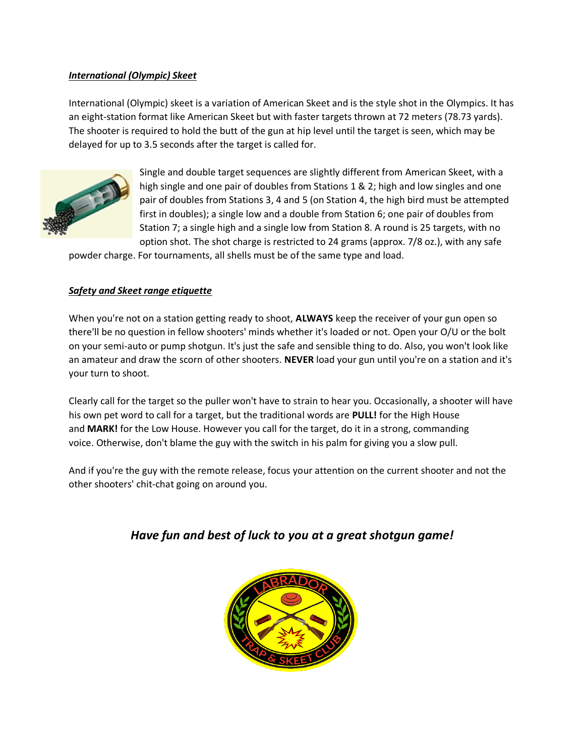***International (Olympic) Skeet***

International (Olympic) skeet is a variation of American Skeet and is the style shot in the Olympics. It has an eight-station format like American Skeet but with faster targets thrown at 72 meters (78.73 yards). The shooter is required to hold the butt of the gun at hip level until the target is seen, which may be delayed for up to 3.5 seconds after the target is called for.

Single and double target sequences are slightly different from American Skeet, with a high single and one pair of doubles from Stations 1 & 2; high and low singles and one pair of doubles from Stations 3, 4 and 5 (on Station 4, the high bird must be attempted first in doubles); a single low and a double from Station 6; one pair of doubles from Station 7; a single high and a single low from Station 8. A round is 25 targets, with no option shot. The shot charge is restricted to 24 grams (approx. 7/8 oz.), with any safe powder charge. For tournaments, all shells must be of the same type and load.

***Safety and Skeet range etiquette***

When you're not on a station getting ready to shoot, **ALWAYS** keep the receiver of your gun open so there'll be no question in fellow shooters' minds whether it's loaded or not. Open your O/U or the bolt on your semi-auto or pump shotgun. It's just the safe and sensible thing to do. Also, you won't look like an amateur and draw the scorn of other shooters. **NEVER** load your gun until you're on a station and it's your turn to shoot.

Clearly call for the target so the puller won't have to strain to hear you. Occasionally, a shooter will have his own pet word to call for a target, but the traditional words are **PULL!** for the High House and **MARK!** for the Low House. However you call for the target, do it in a strong, commanding voice. Otherwise, don't blame the guy with the switch in his palm for giving you a slow pull.

And if you're the guy with the remote release, focus your attention on the current shooter and not the other shooters' chit-chat going on around you.

## *Have fun and best of luck to you at a great shotgun game!*